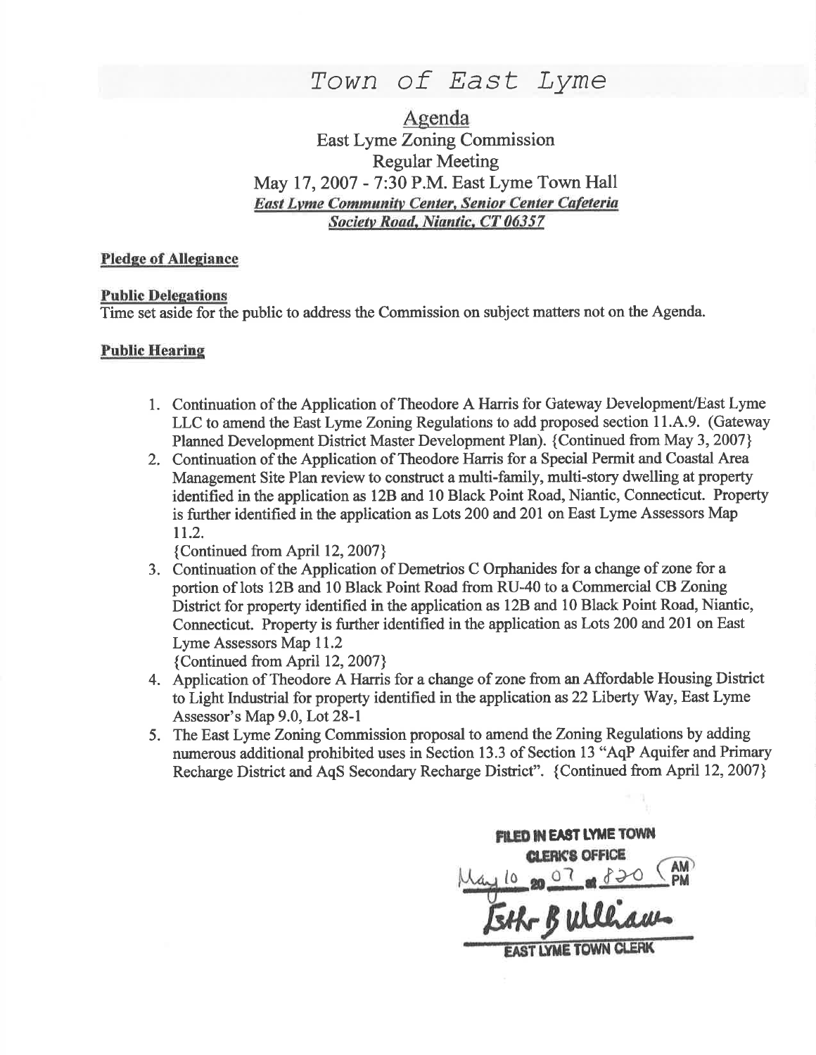# Town of East Lyme

## Agenda

East Lyme Zoning Commission
Regular Meeting
May 17, 2007 - 7:30 P.M. East Lyme Town Hall
***East Lyme Community Center, Senior Center Cafeteria***
***Society Road, Niantic, CT 06357***

**Pledge of Allegiance**

**Public Delegations**

Time set aside for the public to address the Commission on subject matters not on the Agenda.

**Public Hearing**

1. Continuation of the Application of Theodore A Harris for Gateway Development/East Lyme LLC to amend the East Lyme Zoning Regulations to add proposed section 11.A.9. (Gateway Planned Development District Master Development Plan). {Continued from May 3, 2007}
2. Continuation of the Application of Theodore Harris for a Special Permit and Coastal Area Management Site Plan review to construct a multi-family, multi-story dwelling at property identified in the application as 12B and 10 Black Point Road, Niantic, Connecticut. Property is further identified in the application as Lots 200 and 201 on East Lyme Assessors Map 11.2.
{Continued from April 12, 2007}
3. Continuation of the Application of Demetrios C Orphanides for a change of zone for a portion of lots 12B and 10 Black Point Road from RU-40 to a Commercial CB Zoning District for property identified in the application as 12B and 10 Black Point Road, Niantic, Connecticut. Property is further identified in the application as Lots 200 and 201 on East Lyme Assessors Map 11.2
{Continued from April 12, 2007}
4. Application of Theodore A Harris for a change of zone from an Affordable Housing District to Light Industrial for property identified in the application as 22 Liberty Way, East Lyme Assessor's Map 9.0, Lot 28-1
5. The East Lyme Zoning Commission proposal to amend the Zoning Regulations by adding numerous additional prohibited uses in Section 13.3 of Section 13 "AqP Aquifer and Primary Recharge District and AqS Secondary Recharge District". {Continued from April 12, 2007}

FILED IN EAST LYME TOWN
CLERK'S OFFICE
May 10 20 07 at 8:20 AM
Esther B Williams
EAST LYME TOWN CLERK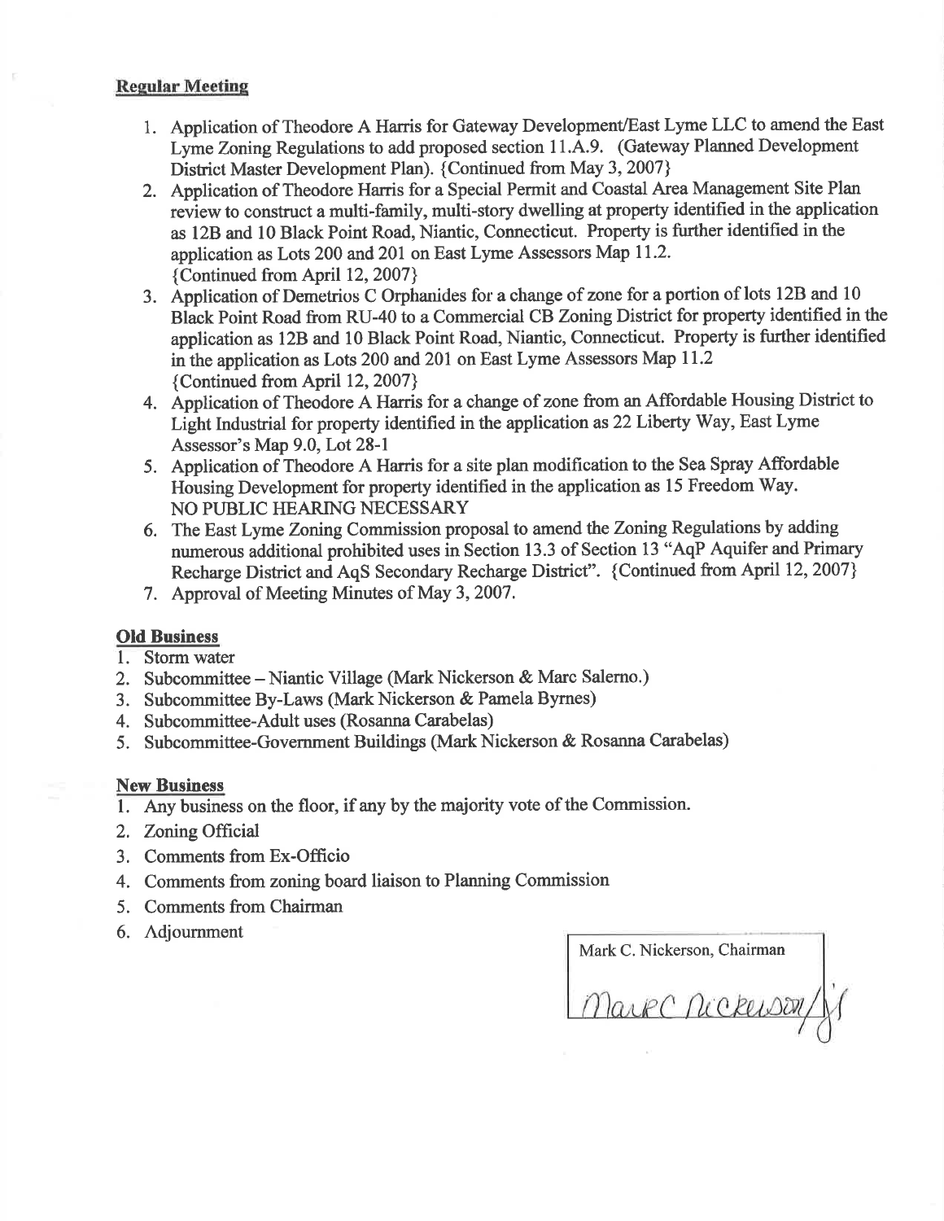## Regular Meeting

1. Application of Theodore A Harris for Gateway Development/East Lyme LLC to amend the East Lyme Zoning Regulations to add proposed section 11.A.9. (Gateway Planned Development District Master Development Plan). {Continued from May 3, 2007}
2. Application of Theodore Harris for a Special Permit and Coastal Area Management Site Plan review to construct a multi-family, multi-story dwelling at property identified in the application as 12B and 10 Black Point Road, Niantic, Connecticut. Property is further identified in the application as Lots 200 and 201 on East Lyme Assessors Map 11.2.
   {Continued from April 12, 2007}
3. Application of Demetrios C Orphanides for a change of zone for a portion of lots 12B and 10 Black Point Road from RU-40 to a Commercial CB Zoning District for property identified in the application as 12B and 10 Black Point Road, Niantic, Connecticut. Property is further identified in the application as Lots 200 and 201 on East Lyme Assessors Map 11.2
   {Continued from April 12, 2007}
4. Application of Theodore A Harris for a change of zone from an Affordable Housing District to Light Industrial for property identified in the application as 22 Liberty Way, East Lyme Assessor's Map 9.0, Lot 28-1
5. Application of Theodore A Harris for a site plan modification to the Sea Spray Affordable Housing Development for property identified in the application as 15 Freedom Way.
   NO PUBLIC HEARING NECESSARY
6. The East Lyme Zoning Commission proposal to amend the Zoning Regulations by adding numerous additional prohibited uses in Section 13.3 of Section 13 "AqP Aquifer and Primary Recharge District and AqS Secondary Recharge District". {Continued from April 12, 2007}
7. Approval of Meeting Minutes of May 3, 2007.

## Old Business

1. Storm water
2. Subcommittee – Niantic Village (Mark Nickerson & Marc Salerno.)
3. Subcommittee By-Laws (Mark Nickerson & Pamela Byrnes)
4. Subcommittee-Adult uses (Rosanna Carabelas)
5. Subcommittee-Government Buildings (Mark Nickerson & Rosanna Carabelas)

## New Business

1. Any business on the floor, if any by the majority vote of the Commission.
2. Zoning Official
3. Comments from Ex-Officio
4. Comments from zoning board liaison to Planning Commission
5. Comments from Chairman
6. Adjournment

Mark C. Nickerson, Chairman

Mark C Nickerson